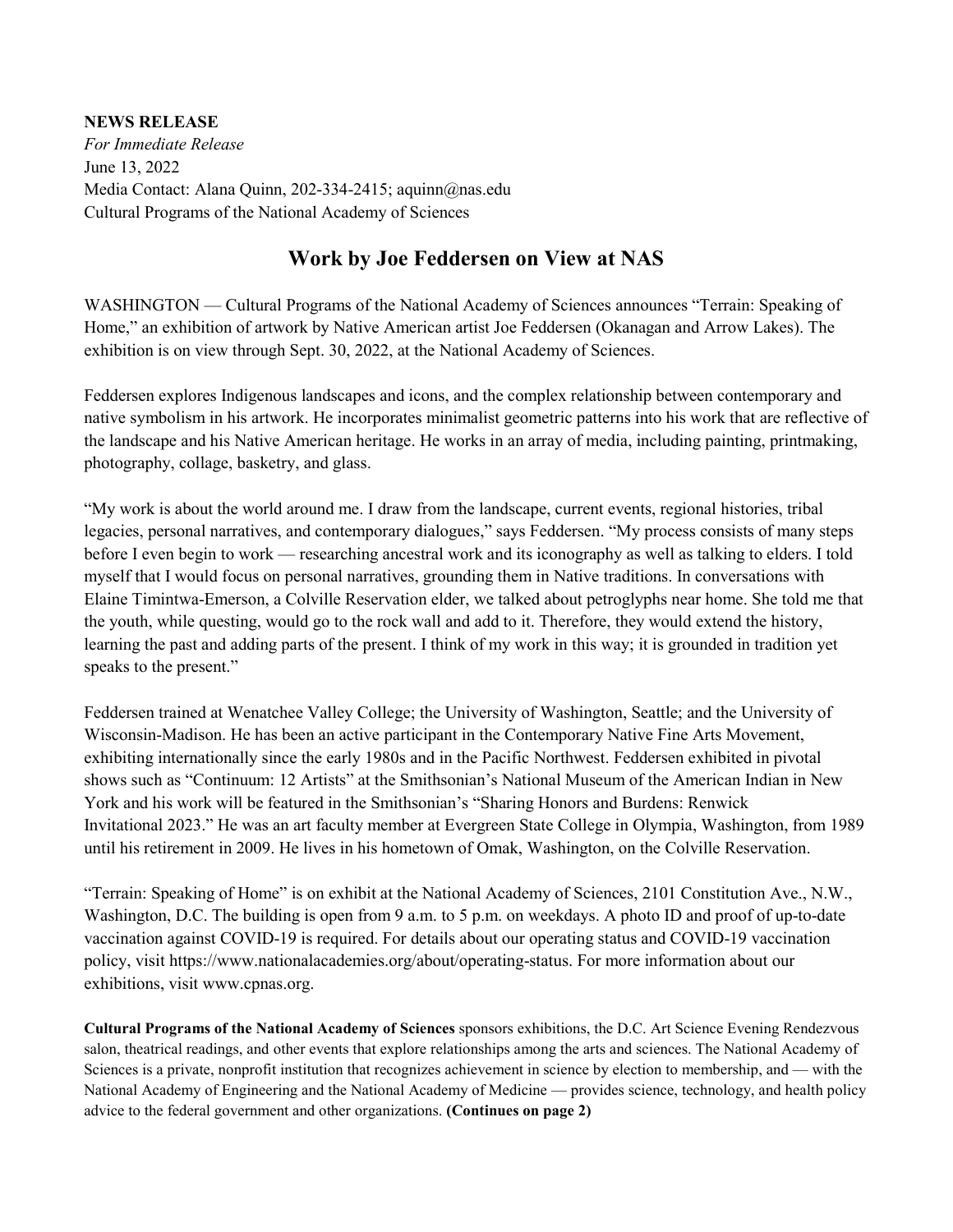**NEWS RELEASE**
*For Immediate Release*
June 13, 2022
Media Contact: Alana Quinn, 202-334-2415; aquinn@nas.edu
Cultural Programs of the National Academy of Sciences

# Work by Joe Feddersen on View at NAS

WASHINGTON — Cultural Programs of the National Academy of Sciences announces "Terrain: Speaking of Home," an exhibition of artwork by Native American artist Joe Feddersen (Okanagan and Arrow Lakes). The exhibition is on view through Sept. 30, 2022, at the National Academy of Sciences.

Feddersen explores Indigenous landscapes and icons, and the complex relationship between contemporary and native symbolism in his artwork. He incorporates minimalist geometric patterns into his work that are reflective of the landscape and his Native American heritage. He works in an array of media, including painting, printmaking, photography, collage, basketry, and glass.

"My work is about the world around me. I draw from the landscape, current events, regional histories, tribal legacies, personal narratives, and contemporary dialogues," says Feddersen. "My process consists of many steps before I even begin to work — researching ancestral work and its iconography as well as talking to elders. I told myself that I would focus on personal narratives, grounding them in Native traditions. In conversations with Elaine Timintwa-Emerson, a Colville Reservation elder, we talked about petroglyphs near home. She told me that the youth, while questing, would go to the rock wall and add to it. Therefore, they would extend the history, learning the past and adding parts of the present. I think of my work in this way; it is grounded in tradition yet speaks to the present."

Feddersen trained at Wenatchee Valley College; the University of Washington, Seattle; and the University of Wisconsin-Madison. He has been an active participant in the Contemporary Native Fine Arts Movement, exhibiting internationally since the early 1980s and in the Pacific Northwest. Feddersen exhibited in pivotal shows such as "Continuum: 12 Artists" at the Smithsonian's National Museum of the American Indian in New York and his work will be featured in the Smithsonian's "Sharing Honors and Burdens: Renwick Invitational 2023." He was an art faculty member at Evergreen State College in Olympia, Washington, from 1989 until his retirement in 2009. He lives in his hometown of Omak, Washington, on the Colville Reservation.

"Terrain: Speaking of Home" is on exhibit at the National Academy of Sciences, 2101 Constitution Ave., N.W., Washington, D.C. The building is open from 9 a.m. to 5 p.m. on weekdays. A photo ID and proof of up-to-date vaccination against COVID-19 is required. For details about our operating status and COVID-19 vaccination policy, visit https://www.nationalacademies.org/about/operating-status. For more information about our exhibitions, visit www.cpnas.org.

**Cultural Programs of the National Academy of Sciences** sponsors exhibitions, the D.C. Art Science Evening Rendezvous salon, theatrical readings, and other events that explore relationships among the arts and sciences. The National Academy of Sciences is a private, nonprofit institution that recognizes achievement in science by election to membership, and — with the National Academy of Engineering and the National Academy of Medicine — provides science, technology, and health policy advice to the federal government and other organizations. **(Continues on page 2)**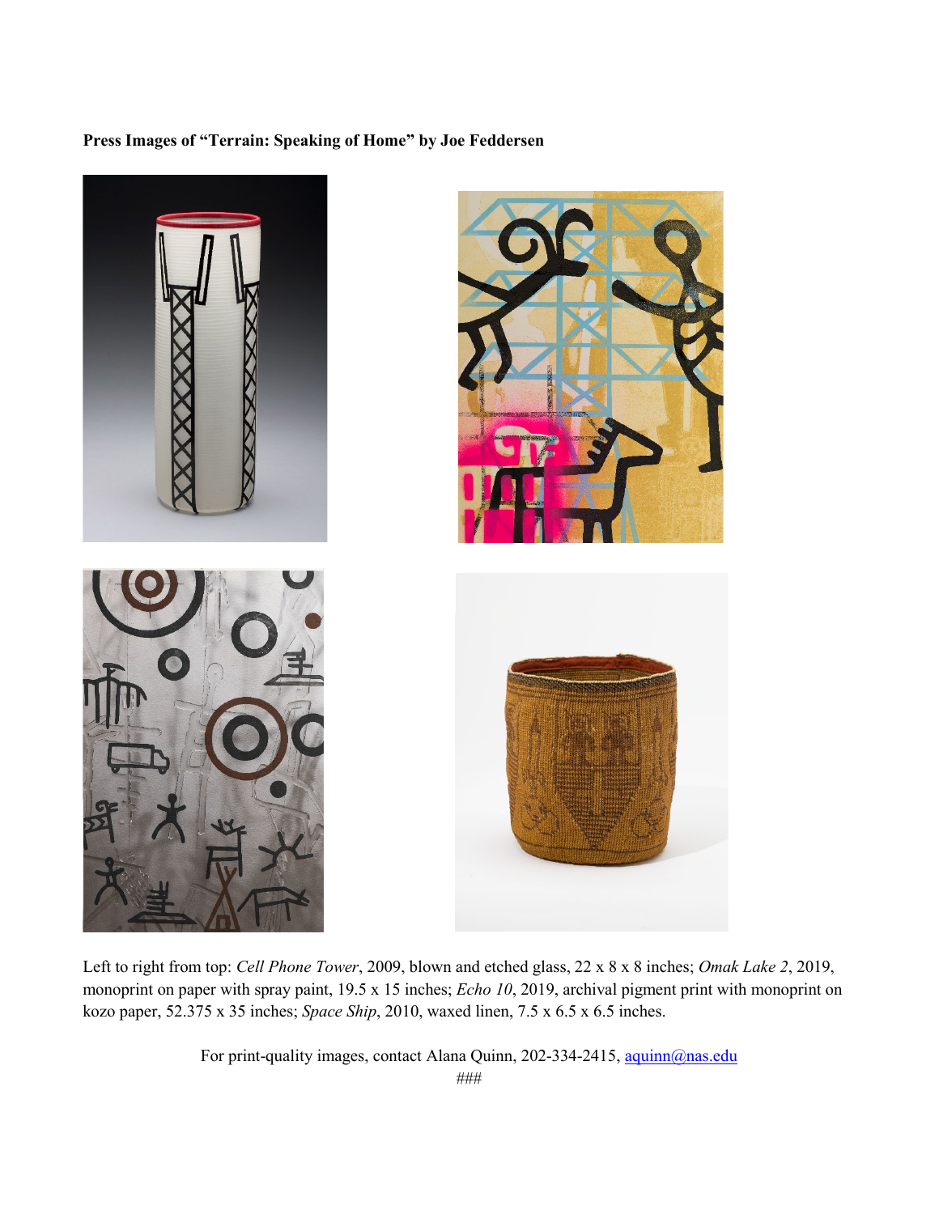**Press Images of "Terrain: Speaking of Home" by Joe Feddersen**

Left to right from top: *Cell Phone Tower*, 2009, blown and etched glass, 22 x 8 x 8 inches; *Omak Lake 2*, 2019, monoprint on paper with spray paint, 19.5 x 15 inches; *Echo 10*, 2019, archival pigment print with monoprint on kozo paper, 52.375 x 35 inches; *Space Ship*, 2010, waxed linen, 7.5 x 6.5 x 6.5 inches.

For print-quality images, contact Alana Quinn, 202-334-2415, [aquinn@nas.edu](mailto:aquinn@nas.edu)

###